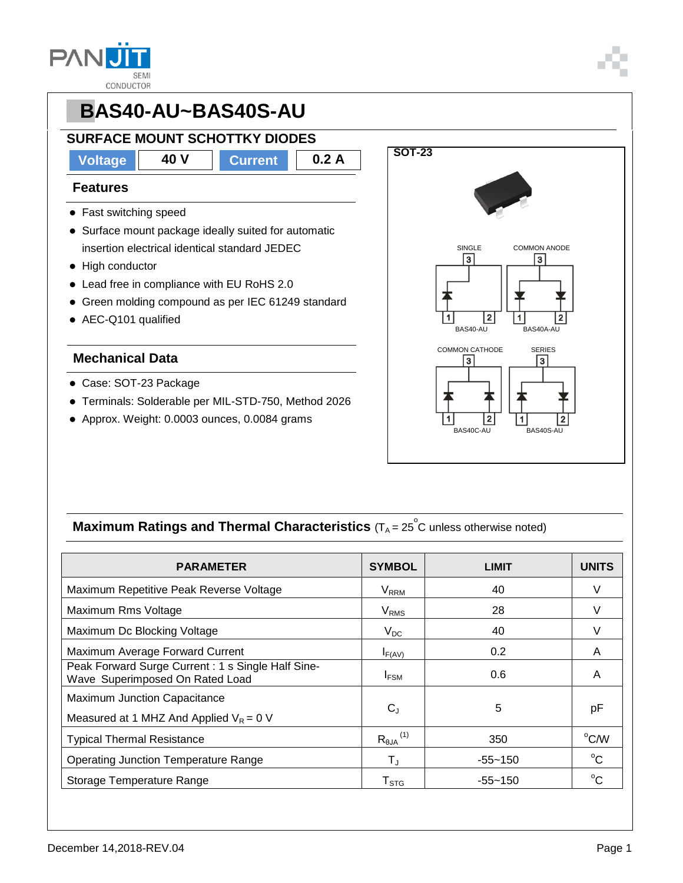# BAS40-AU~BAS40S-AU

## SURFACE MOUNT SCHOTTKY DIODES

| Voltage | 40 V | Current | 0.2 A |
|---|---|---|---|

### Features

- Fast switching speed
- Surface mount package ideally suited for automatic insertion electrical identical standard JEDEC
- High conductor
- Lead free in compliance with EU RoHS 2.0
- Green molding compound as per IEC 61249 standard
- AEC-Q101 qualified

### Mechanical Data

- Case: SOT-23 Package
- Terminals: Solderable per MIL-STD-750, Method 2026
- Approx. Weight: 0.0003 ounces, 0.0084 grams

**SOT-23**

SINGLE — BAS40-AU
COMMON ANODE — BAS40A-AU
COMMON CATHODE — BAS40C-AU
SERIES — BAS40S-AU

## Maximum Ratings and Thermal Characteristics ($T_A = 25^{o}C$ unless otherwise noted)

| PARAMETER | SYMBOL | LIMIT | UNITS |
|---|---|---|---|
| Maximum Repetitive Peak Reverse Voltage | $V_{RRM}$ | 40 | V |
| Maximum Rms Voltage | $V_{RMS}$ | 28 | V |
| Maximum Dc Blocking Voltage | $V_{DC}$ | 40 | V |
| Maximum Average Forward Current | $I_{F(AV)}$ | 0.2 | A |
| Peak Forward Surge Current : 1 s Single Half Sine-Wave Superimposed On Rated Load | $I_{FSM}$ | 0.6 | A |
| Maximum Junction Capacitance Measured at 1 MHZ And Applied $V_R$ = 0 V | $C_J$ | 5 | pF |
| Typical Thermal Resistance | $R_{\theta JA}$ (1) | 350 | $^{o}C/W$ |
| Operating Junction Temperature Range | $T_J$ | -55~150 | $^{o}C$ |
| Storage Temperature Range | $T_{STG}$ | -55~150 | $^{o}C$ |

December 14,2018-REV.04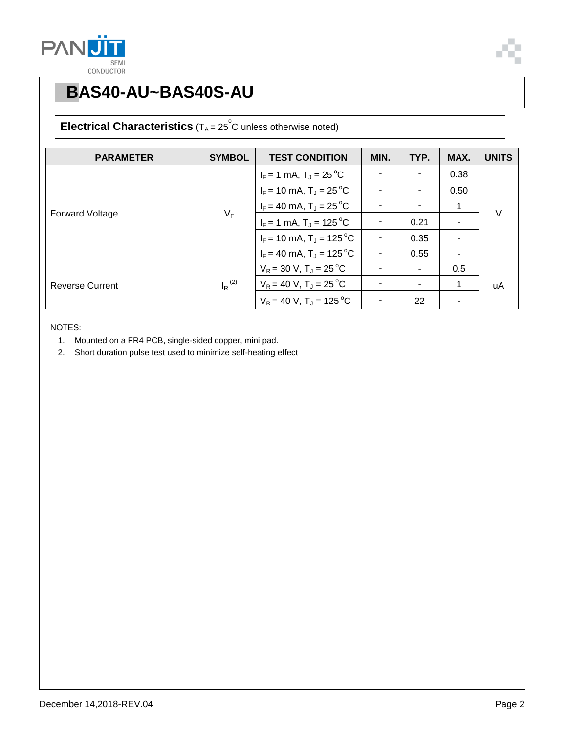# BAS40-AU~BAS40S-AU

## Electrical Characteristics ($T_A = 25^oC$ unless otherwise noted)

| PARAMETER | SYMBOL | TEST CONDITION | MIN. | TYP. | MAX. | UNITS |
|---|---|---|---|---|---|---|
| Forward Voltage | $V_F$ | $I_F = 1$ mA, $T_J = 25^oC$ | - | - | 0.38 | V |
| | | $I_F = 10$ mA, $T_J = 25^oC$ | - | - | 0.50 | |
| | | $I_F = 40$ mA, $T_J = 25^oC$ | - | - | 1 | |
| | | $I_F = 1$ mA, $T_J = 125^oC$ | - | 0.21 | - | |
| | | $I_F = 10$ mA, $T_J = 125^oC$ | - | 0.35 | - | |
| | | $I_F = 40$ mA, $T_J = 125^oC$ | - | 0.55 | - | |
| Reverse Current | $I_R$ (2) | $V_R = 30$ V, $T_J = 25^oC$ | - | - | 0.5 | uA |
| | | $V_R = 40$ V, $T_J = 25^oC$ | - | - | 1 | |
| | | $V_R = 40$ V, $T_J = 125^oC$ | - | 22 | - | |

NOTES:

1. Mounted on a FR4 PCB, single-sided copper, mini pad.
2. Short duration pulse test used to minimize self-heating effect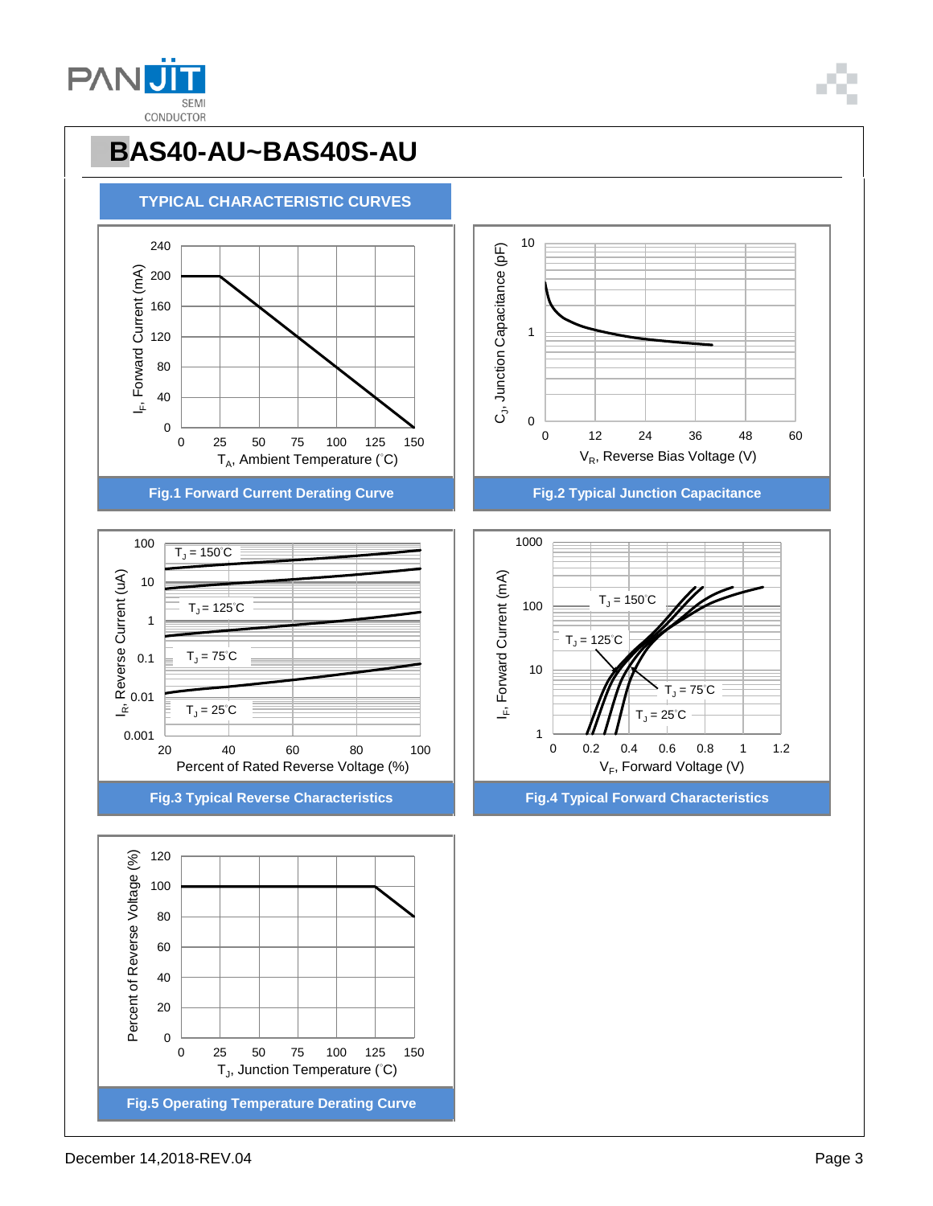# BAS40-AU~BAS40S-AU

## TYPICAL CHARACTERISTIC CURVES

Fig.1 Forward Current Derating Curve

Fig.2 Typical Junction Capacitance

Fig.3 Typical Reverse Characteristics

Fig.4 Typical Forward Characteristics

Fig.5 Operating Temperature Derating Curve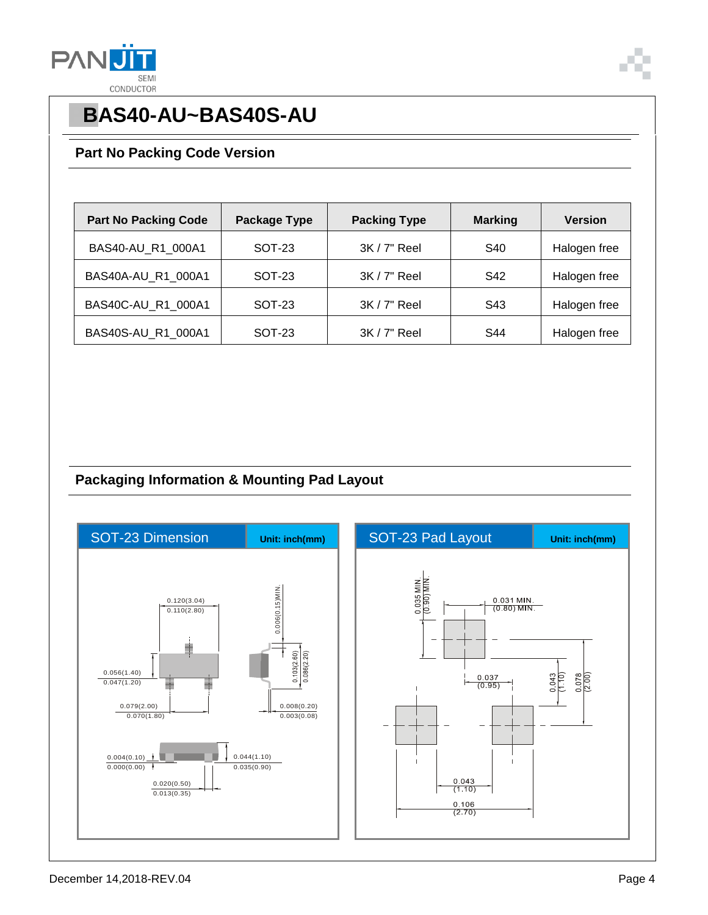# BAS40-AU~BAS40S-AU

## Part No Packing Code Version

| Part No Packing Code | Package Type | Packing Type | Marking | Version |
|---|---|---|---|---|
| BAS40-AU_R1_000A1 | SOT-23 | 3K / 7" Reel | S40 | Halogen free |
| BAS40A-AU_R1_000A1 | SOT-23 | 3K / 7" Reel | S42 | Halogen free |
| BAS40C-AU_R1_000A1 | SOT-23 | 3K / 7" Reel | S43 | Halogen free |
| BAS40S-AU_R1_000A1 | SOT-23 | 3K / 7" Reel | S44 | Halogen free |

## Packaging Information & Mounting Pad Layout

**SOT-23 Dimension** — Unit: inch(mm)

0.120(3.04)
0.110(2.80)

0.006(0.15)MIN.

0.103(2.60)
0.086(2.20)

0.056(1.40)
0.047(1.20)

0.079(2.00)
0.070(1.80)

0.008(0.20)
0.003(0.08)

0.004(0.10)
0.000(0.00)

0.044(1.10)
0.035(0.90)

0.020(0.50)
0.013(0.35)

**SOT-23 Pad Layout** — Unit: inch(mm)

0.035 MIN.
(0.90) MIN.

0.031 MIN.
(0.80) MIN.

0.037
(0.95)

0.043
(1.10)

0.078
(2.00)

0.043
(1.10)

0.106
(2.70)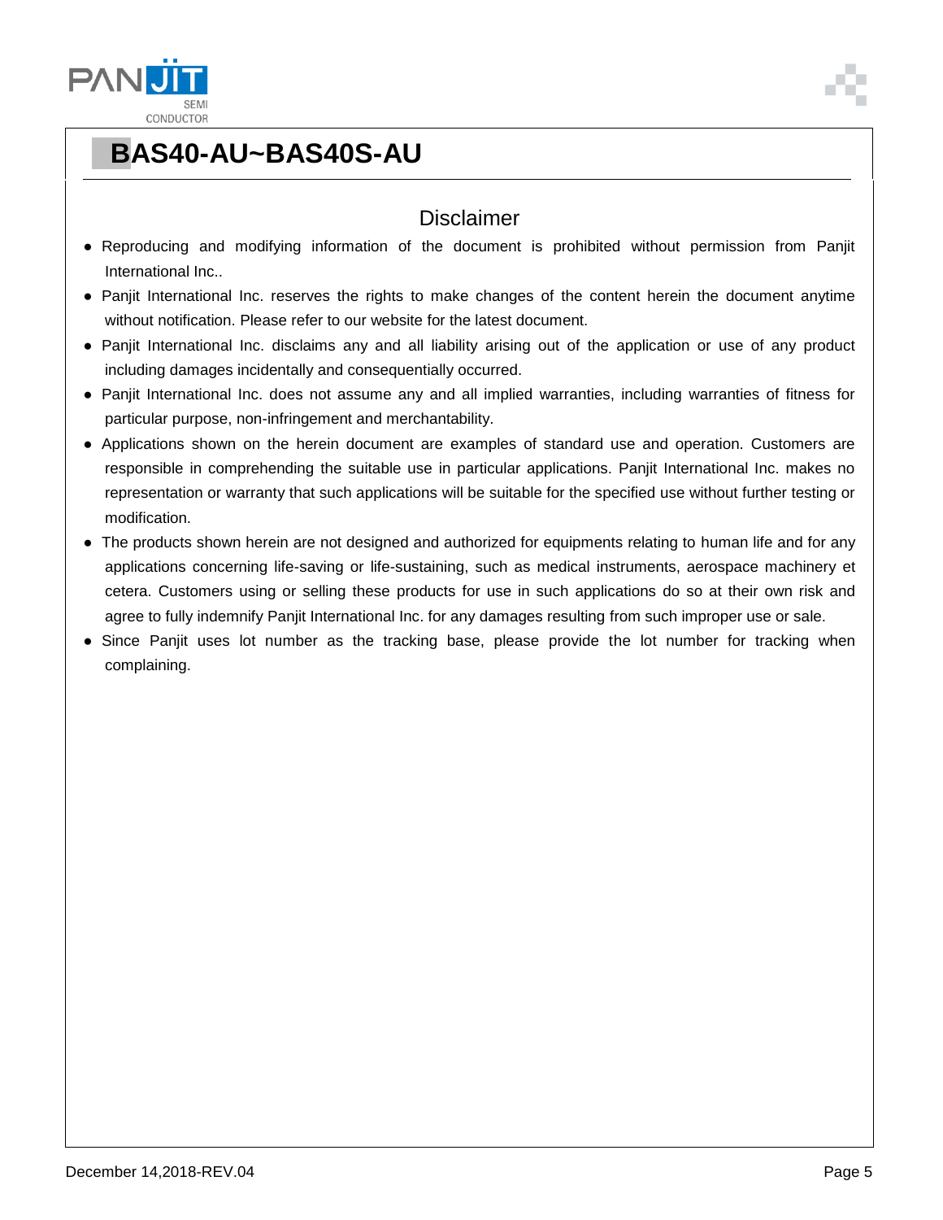# BAS40-AU~BAS40S-AU

## Disclaimer

- Reproducing and modifying information of the document is prohibited without permission from Panjit International Inc..
- Panjit International Inc. reserves the rights to make changes of the content herein the document anytime without notification. Please refer to our website for the latest document.
- Panjit International Inc. disclaims any and all liability arising out of the application or use of any product including damages incidentally and consequentially occurred.
- Panjit International Inc. does not assume any and all implied warranties, including warranties of fitness for particular purpose, non-infringement and merchantability.
- Applications shown on the herein document are examples of standard use and operation. Customers are responsible in comprehending the suitable use in particular applications. Panjit International Inc. makes no representation or warranty that such applications will be suitable for the specified use without further testing or modification.
- The products shown herein are not designed and authorized for equipments relating to human life and for any applications concerning life-saving or life-sustaining, such as medical instruments, aerospace machinery et cetera. Customers using or selling these products for use in such applications do so at their own risk and agree to fully indemnify Panjit International Inc. for any damages resulting from such improper use or sale.
- Since Panjit uses lot number as the tracking base, please provide the lot number for tracking when complaining.

December 14,2018-REV.04